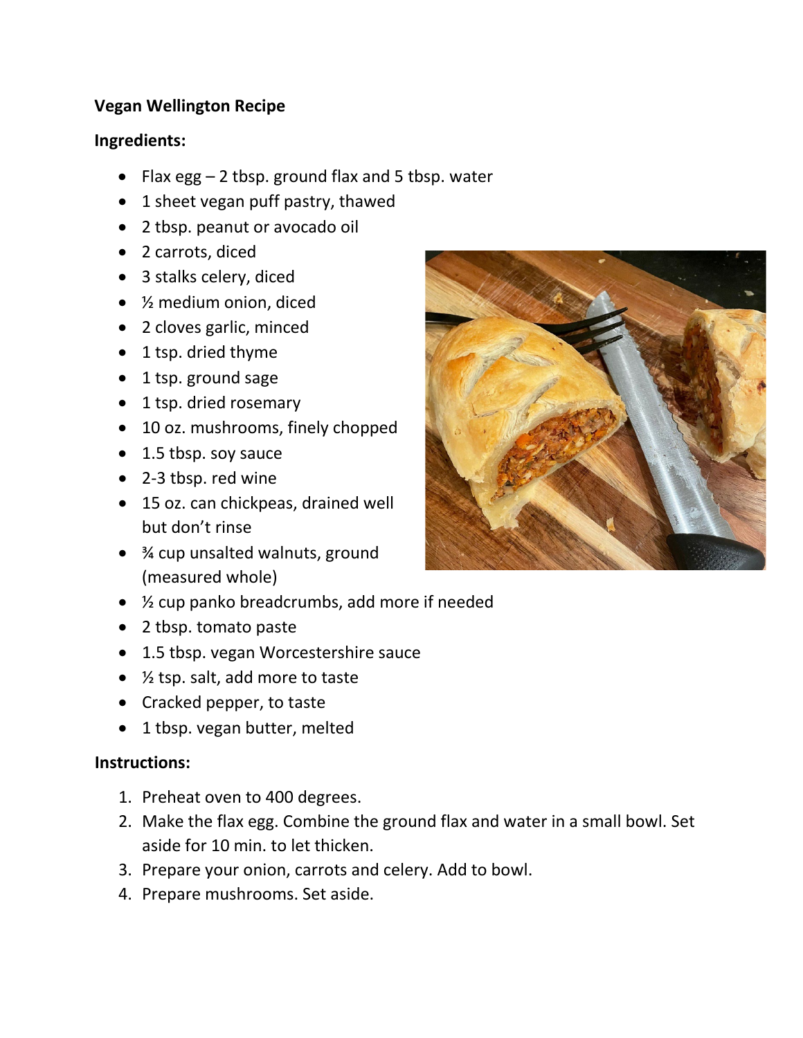**Vegan Wellington Recipe**

**Ingredients:**

- Flax egg – 2 tbsp. ground flax and 5 tbsp. water
- 1 sheet vegan puff pastry, thawed
- 2 tbsp. peanut or avocado oil
- 2 carrots, diced
- 3 stalks celery, diced
- ½ medium onion, diced
- 2 cloves garlic, minced
- 1 tsp. dried thyme
- 1 tsp. ground sage
- 1 tsp. dried rosemary
- 10 oz. mushrooms, finely chopped
- 1.5 tbsp. soy sauce
- 2-3 tbsp. red wine
- 15 oz. can chickpeas, drained well but don't rinse
- ¾ cup unsalted walnuts, ground (measured whole)
- ½ cup panko breadcrumbs, add more if needed
- 2 tbsp. tomato paste
- 1.5 tbsp. vegan Worcestershire sauce
- ½ tsp. salt, add more to taste
- Cracked pepper, to taste
- 1 tbsp. vegan butter, melted

**Instructions:**

1. Preheat oven to 400 degrees.
2. Make the flax egg. Combine the ground flax and water in a small bowl. Set aside for 10 min. to let thicken.
3. Prepare your onion, carrots and celery. Add to bowl.
4. Prepare mushrooms. Set aside.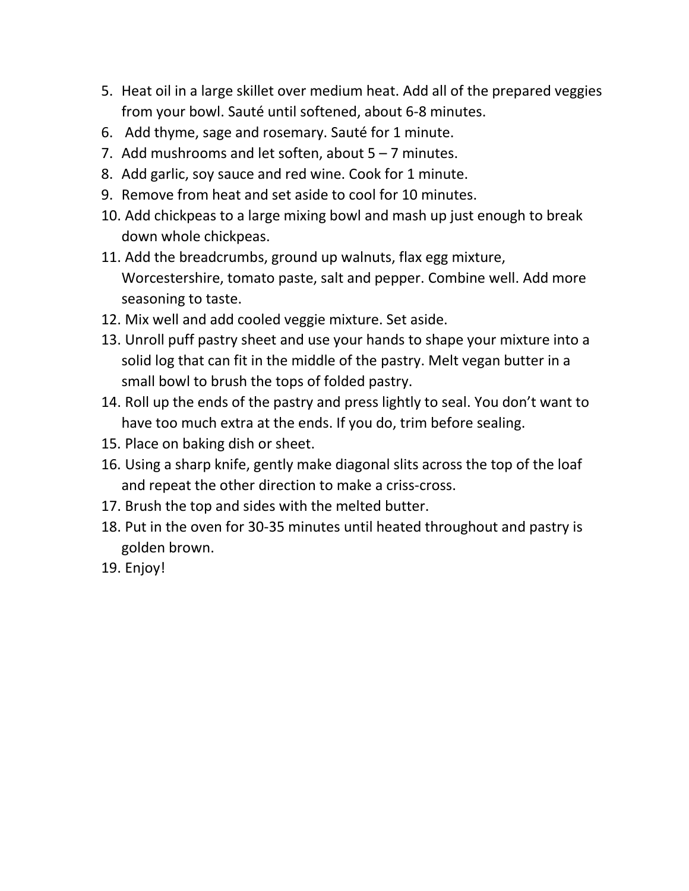5. Heat oil in a large skillet over medium heat. Add all of the prepared veggies from your bowl. Sauté until softened, about 6-8 minutes.
6. Add thyme, sage and rosemary. Sauté for 1 minute.
7. Add mushrooms and let soften, about 5 – 7 minutes.
8. Add garlic, soy sauce and red wine. Cook for 1 minute.
9. Remove from heat and set aside to cool for 10 minutes.
10. Add chickpeas to a large mixing bowl and mash up just enough to break down whole chickpeas.
11. Add the breadcrumbs, ground up walnuts, flax egg mixture, Worcestershire, tomato paste, salt and pepper. Combine well. Add more seasoning to taste.
12. Mix well and add cooled veggie mixture. Set aside.
13. Unroll puff pastry sheet and use your hands to shape your mixture into a solid log that can fit in the middle of the pastry. Melt vegan butter in a small bowl to brush the tops of folded pastry.
14. Roll up the ends of the pastry and press lightly to seal. You don't want to have too much extra at the ends. If you do, trim before sealing.
15. Place on baking dish or sheet.
16. Using a sharp knife, gently make diagonal slits across the top of the loaf and repeat the other direction to make a criss-cross.
17. Brush the top and sides with the melted butter.
18. Put in the oven for 30-35 minutes until heated throughout and pastry is golden brown.
19. Enjoy!